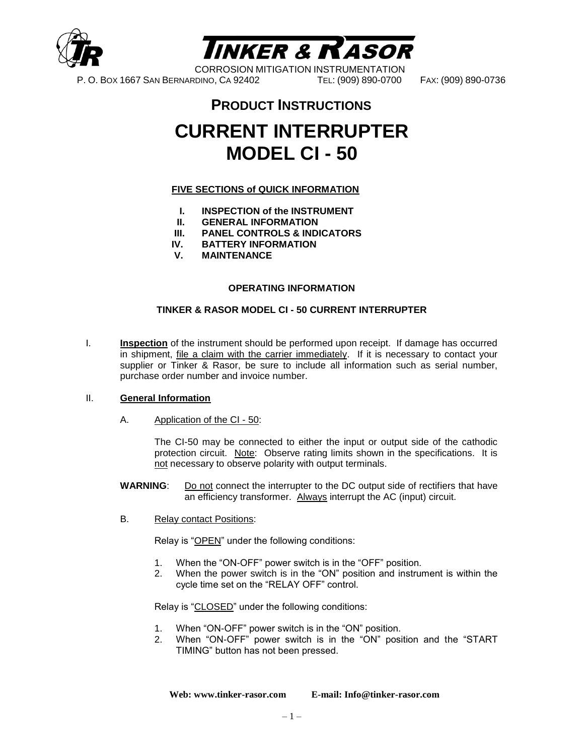# TINKER & RASOR

CORROSION MITIGATION INSTRUMENTATION

P. O. BOX 1667 SAN BERNARDINO, CA 92402 TEL: (909) 890-0700 FAX: (909) 890-0736

## PRODUCT INSTRUCTIONS

# CURRENT INTERRUPTER MODEL CI - 50

**FIVE SECTIONS of QUICK INFORMATION**

- I. **INSPECTION of the INSTRUMENT**
- II. **GENERAL INFORMATION**
- III. **PANEL CONTROLS & INDICATORS**
- IV. **BATTERY INFORMATION**
- V. **MAINTENANCE**

**OPERATING INFORMATION**

**TINKER & RASOR MODEL CI - 50 CURRENT INTERRUPTER**

I. **Inspection** of the instrument should be performed upon receipt. If damage has occurred in shipment, file a claim with the carrier immediately. If it is necessary to contact your supplier or Tinker & Rasor, be sure to include all information such as serial number, purchase order number and invoice number.

II. **General Information**

A. Application of the CI - 50:

The CI-50 may be connected to either the input or output side of the cathodic protection circuit. Note: Observe rating limits shown in the specifications. It is not necessary to observe polarity with output terminals.

**WARNING**: Do not connect the interrupter to the DC output side of rectifiers that have an efficiency transformer. Always interrupt the AC (input) circuit.

B. Relay contact Positions:

Relay is "OPEN" under the following conditions:

1. When the "ON-OFF" power switch is in the "OFF" position.
2. When the power switch is in the "ON" position and instrument is within the cycle time set on the "RELAY OFF" control.

Relay is "CLOSED" under the following conditions:

1. When "ON-OFF" power switch is in the "ON" position.
2. When "ON-OFF" power switch is in the "ON" position and the "START TIMING" button has not been pressed.

**Web: www.tinker-rasor.com E-mail: Info@tinker-rasor.com**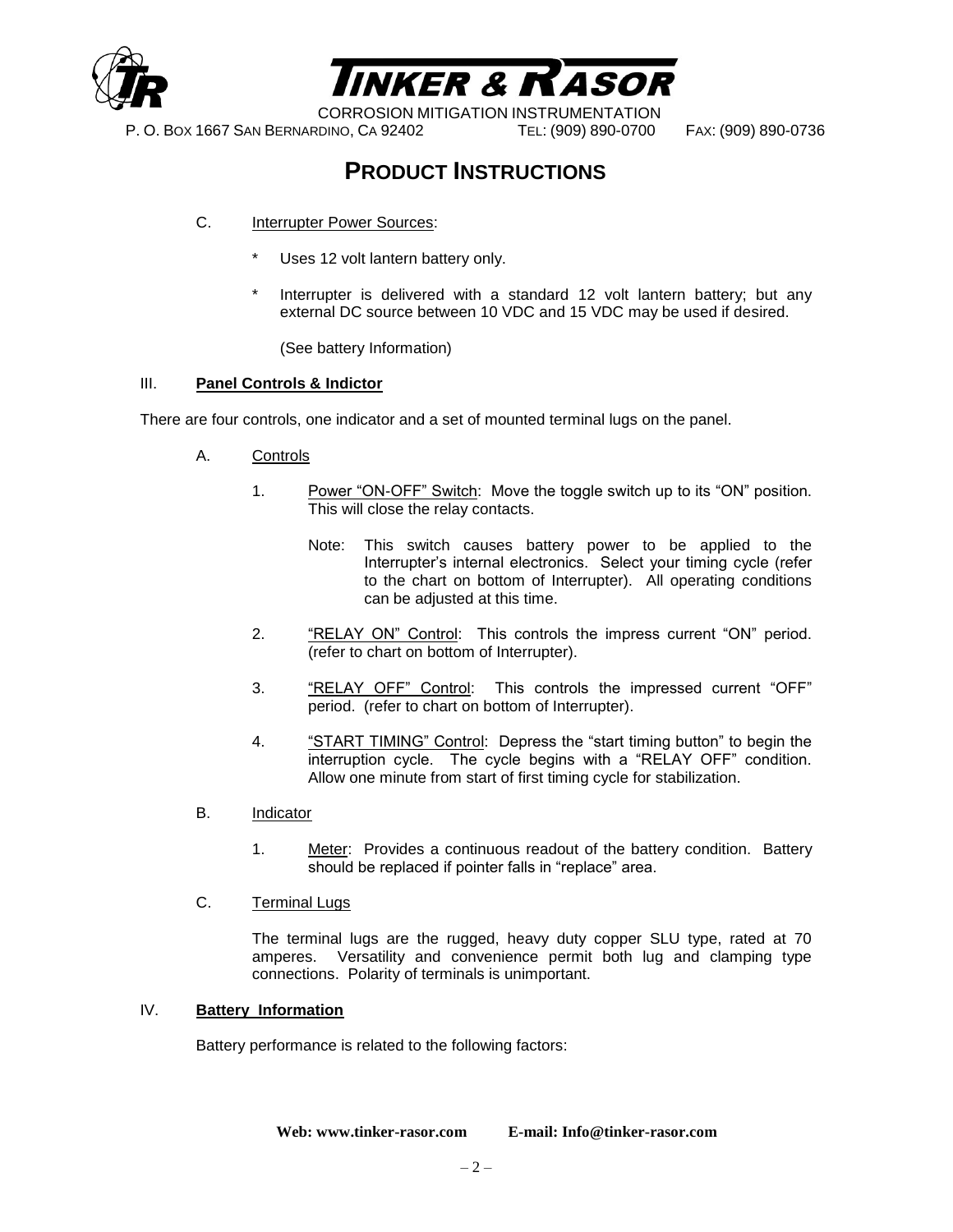C. Interrupter Power Sources:

- \* Uses 12 volt lantern battery only.
- \* Interrupter is delivered with a standard 12 volt lantern battery; but any external DC source between 10 VDC and 15 VDC may be used if desired.

  (See battery Information)

## III. Panel Controls & Indictor

There are four controls, one indicator and a set of mounted terminal lugs on the panel.

### A. Controls

1. Power "ON-OFF" Switch: Move the toggle switch up to its "ON" position. This will close the relay contacts.

   Note: This switch causes battery power to be applied to the Interrupter's internal electronics. Select your timing cycle (refer to the chart on bottom of Interrupter). All operating conditions can be adjusted at this time.

2. "RELAY ON" Control: This controls the impress current "ON" period. (refer to chart on bottom of Interrupter).

3. "RELAY OFF" Control: This controls the impressed current "OFF" period. (refer to chart on bottom of Interrupter).

4. "START TIMING" Control: Depress the "start timing button" to begin the interruption cycle. The cycle begins with a "RELAY OFF" condition. Allow one minute from start of first timing cycle for stabilization.

### B. Indicator

1. Meter: Provides a continuous readout of the battery condition. Battery should be replaced if pointer falls in "replace" area.

### C. Terminal Lugs

The terminal lugs are the rugged, heavy duty copper SLU type, rated at 70 amperes. Versatility and convenience permit both lug and clamping type connections. Polarity of terminals is unimportant.

## IV. Battery Information

Battery performance is related to the following factors: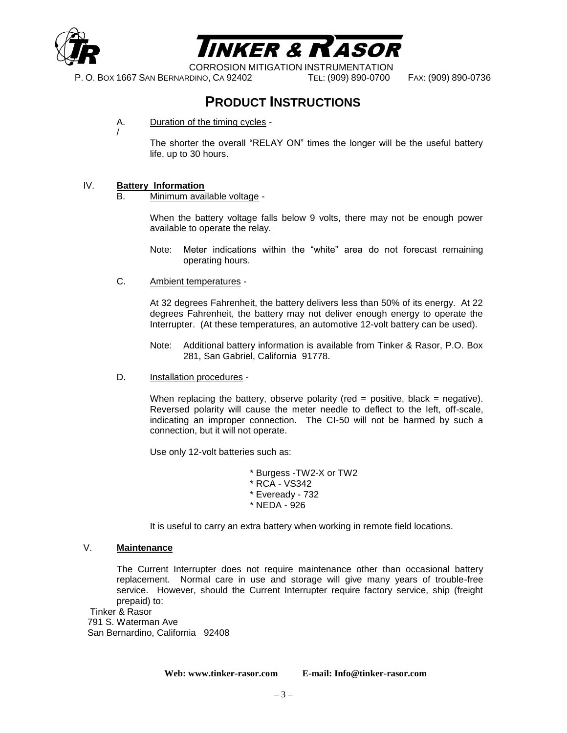# PRODUCT INSTRUCTIONS

A. Duration of the timing cycles -

/

The shorter the overall "RELAY ON" times the longer will be the useful battery life, up to 30 hours.

IV. **Battery Information**

B. Minimum available voltage -

When the battery voltage falls below 9 volts, there may not be enough power available to operate the relay.

Note: Meter indications within the "white" area do not forecast remaining operating hours.

C. Ambient temperatures -

At 32 degrees Fahrenheit, the battery delivers less than 50% of its energy. At 22 degrees Fahrenheit, the battery may not deliver enough energy to operate the Interrupter. (At these temperatures, an automotive 12-volt battery can be used).

Note: Additional battery information is available from Tinker & Rasor, P.O. Box 281, San Gabriel, California 91778.

D. Installation procedures -

When replacing the battery, observe polarity (red = positive, black = negative). Reversed polarity will cause the meter needle to deflect to the left, off-scale, indicating an improper connection. The CI-50 will not be harmed by such a connection, but it will not operate.

Use only 12-volt batteries such as:

* Burgess -TW2-X or TW2
* RCA - VS342
* Eveready - 732
* NEDA - 926

It is useful to carry an extra battery when working in remote field locations.

V. **Maintenance**

The Current Interrupter does not require maintenance other than occasional battery replacement. Normal care in use and storage will give many years of trouble-free service. However, should the Current Interrupter require factory service, ship (freight prepaid) to:

Tinker & Rasor
791 S. Waterman Ave
San Bernardino, California 92408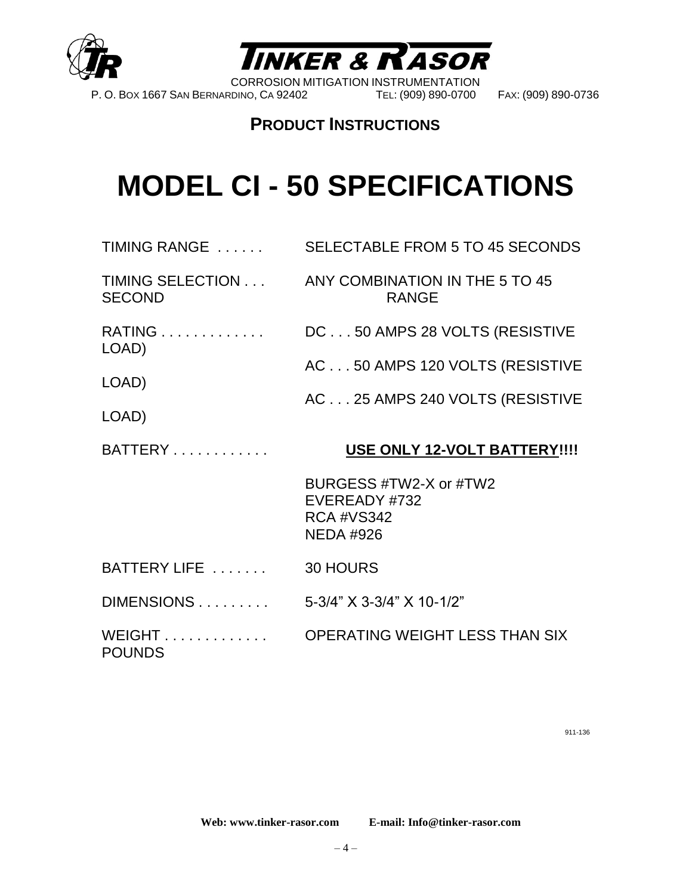**TINKER & RASOR**

CORROSION MITIGATION INSTRUMENTATION

P. O. BOX 1667 SAN BERNARDINO, CA 92402 TEL: (909) 890-0700 FAX: (909) 890-0736

**PRODUCT INSTRUCTIONS**

# MODEL CI - 50 SPECIFICATIONS

| | |
|---|---|
| TIMING RANGE . . . . . . | SELECTABLE FROM 5 TO 45 SECONDS |
| TIMING SELECTION . . . | ANY COMBINATION IN THE 5 TO 45 SECOND RANGE |
| RATING . . . . . . . . . . . . . | DC . . . 50 AMPS 28 VOLTS (RESISTIVE LOAD) |
| | AC . . . 50 AMPS 120 VOLTS (RESISTIVE LOAD) |
| | AC . . . 25 AMPS 240 VOLTS (RESISTIVE LOAD) |
| BATTERY . . . . . . . . . . . . | **USE ONLY 12-VOLT BATTERY!!!!** |
| | BURGESS #TW2-X or #TW2<br>EVEREADY #732<br>RCA #VS342<br>NEDA #926 |
| BATTERY LIFE . . . . . . . | 30 HOURS |
| DIMENSIONS . . . . . . . . . | 5-3/4” X 3-3/4” X 10-1/2” |
| WEIGHT . . . . . . . . . . . . . | OPERATING WEIGHT LESS THAN SIX POUNDS |

911-136

**Web: www.tinker-rasor.com E-mail: Info@tinker-rasor.com**